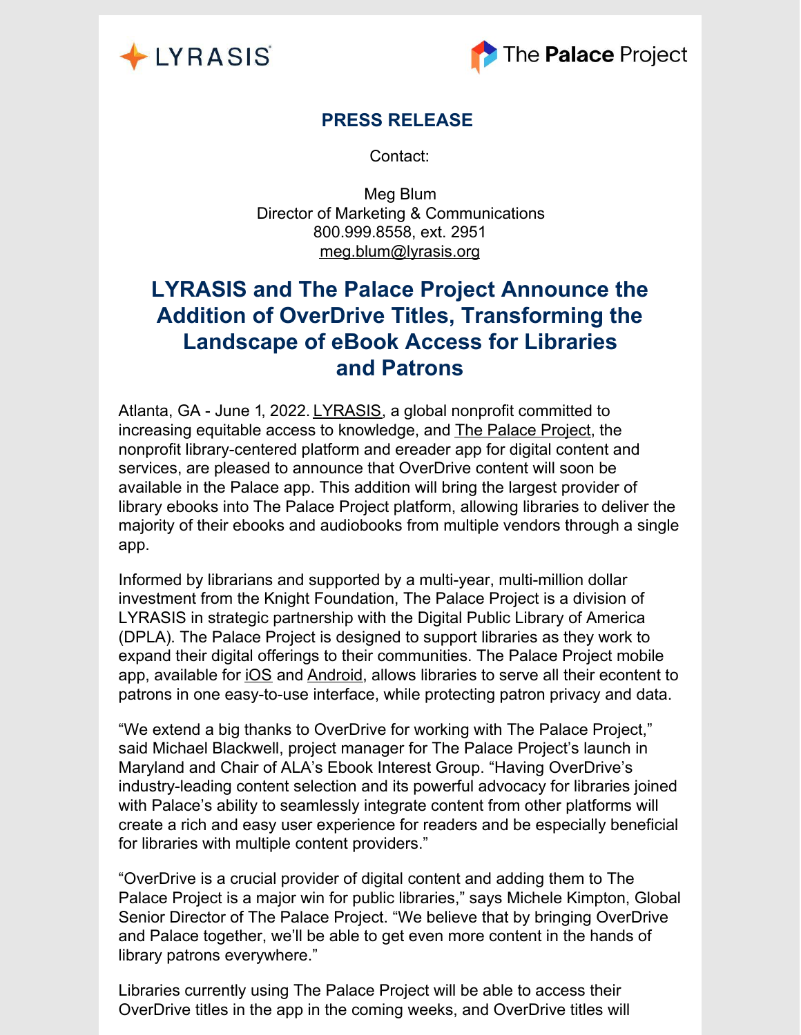LYRASIS

The Palace Project

## PRESS RELEASE

Contact:

Meg Blum
Director of Marketing & Communications
800.999.8558, ext. 2951
meg.blum@lyrasis.org

# LYRASIS and The Palace Project Announce the Addition of OverDrive Titles, Transforming the Landscape of eBook Access for Libraries and Patrons

Atlanta, GA - June 1, 2022. LYRASIS, a global nonprofit committed to increasing equitable access to knowledge, and The Palace Project, the nonprofit library-centered platform and ereader app for digital content and services, are pleased to announce that OverDrive content will soon be available in the Palace app. This addition will bring the largest provider of library ebooks into The Palace Project platform, allowing libraries to deliver the majority of their ebooks and audiobooks from multiple vendors through a single app.

Informed by librarians and supported by a multi-year, multi-million dollar investment from the Knight Foundation, The Palace Project is a division of LYRASIS in strategic partnership with the Digital Public Library of America (DPLA). The Palace Project is designed to support libraries as they work to expand their digital offerings to their communities. The Palace Project mobile app, available for iOS and Android, allows libraries to serve all their econtent to patrons in one easy-to-use interface, while protecting patron privacy and data.

“We extend a big thanks to OverDrive for working with The Palace Project,” said Michael Blackwell, project manager for The Palace Project’s launch in Maryland and Chair of ALA’s Ebook Interest Group. “Having OverDrive’s industry-leading content selection and its powerful advocacy for libraries joined with Palace’s ability to seamlessly integrate content from other platforms will create a rich and easy user experience for readers and be especially beneficial for libraries with multiple content providers.”

“OverDrive is a crucial provider of digital content and adding them to The Palace Project is a major win for public libraries,” says Michele Kimpton, Global Senior Director of The Palace Project. “We believe that by bringing OverDrive and Palace together, we’ll be able to get even more content in the hands of library patrons everywhere.”

Libraries currently using The Palace Project will be able to access their OverDrive titles in the app in the coming weeks, and OverDrive titles will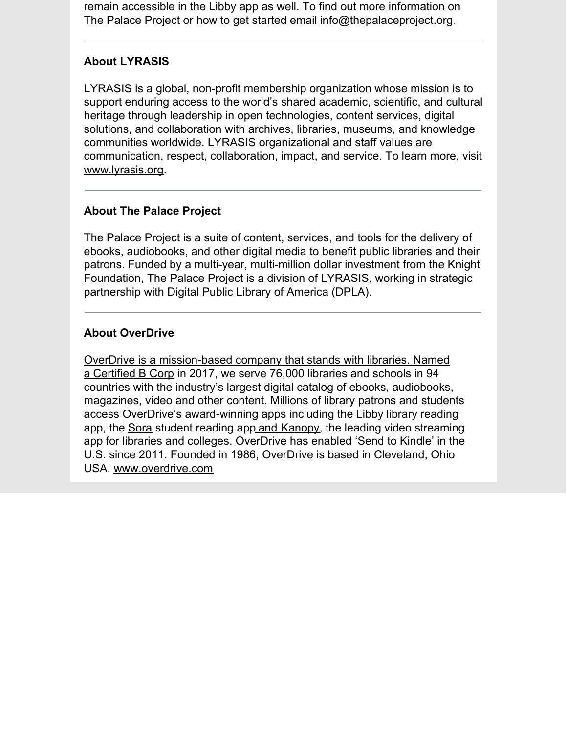remain accessible in the Libby app as well. To find out more information on The Palace Project or how to get started email info@thepalaceproject.org.

---

**About LYRASIS**

LYRASIS is a global, non-profit membership organization whose mission is to support enduring access to the world's shared academic, scientific, and cultural heritage through leadership in open technologies, content services, digital solutions, and collaboration with archives, libraries, museums, and knowledge communities worldwide. LYRASIS organizational and staff values are communication, respect, collaboration, impact, and service. To learn more, visit www.lyrasis.org.

---

**About The Palace Project**

The Palace Project is a suite of content, services, and tools for the delivery of ebooks, audiobooks, and other digital media to benefit public libraries and their patrons. Funded by a multi-year, multi-million dollar investment from the Knight Foundation, The Palace Project is a division of LYRASIS, working in strategic partnership with Digital Public Library of America (DPLA).

---

**About OverDrive**

OverDrive is a mission-based company that stands with libraries. Named a Certified B Corp in 2017, we serve 76,000 libraries and schools in 94 countries with the industry's largest digital catalog of ebooks, audiobooks, magazines, video and other content. Millions of library patrons and students access OverDrive's award-winning apps including the Libby library reading app, the Sora student reading app and Kanopy, the leading video streaming app for libraries and colleges. OverDrive has enabled 'Send to Kindle' in the U.S. since 2011. Founded in 1986, OverDrive is based in Cleveland, Ohio USA. www.overdrive.com